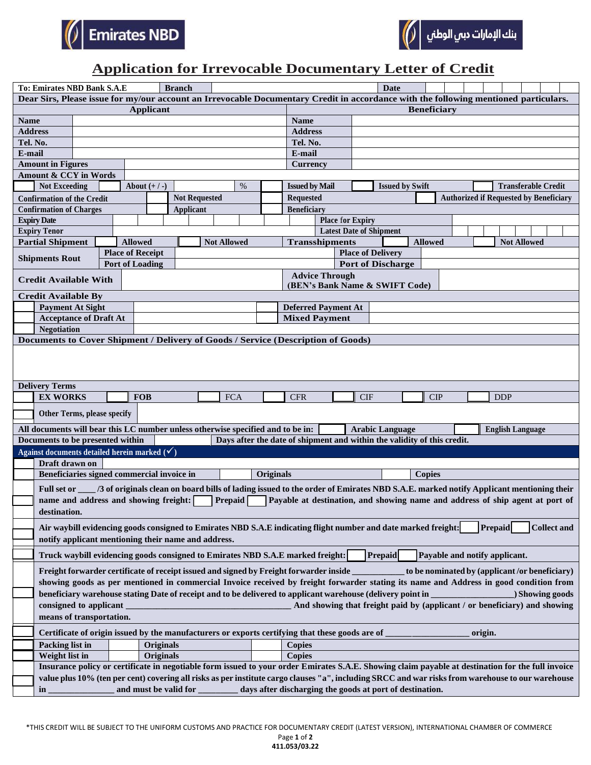Emirates NBD

بنك الإمارات دبي الوطني

# Application for Irrevocable Documentary Letter of Credit

| To: Emirates NBD Bank S.A.E | Branch | | Date | |
|---|---|---|---|---|

Dear Sirs, Please issue for my/our account an Irrevocable Documentary Credit in accordance with the following mentioned particulars.

| Applicant | | Beneficiary | |
|---|---|---|---|
| Name | | Name | |
| Address | | Address | |
| Tel. No. | | Tel. No. | |
| E-mail | | E-mail | |
| Amount in Figures | | Currency | |
| Amount & CCY in Words | | | |

| ☐ Not Exceeding | ☐ About (+ / -) ___ % | ☐ Issued by Mail | ☐ Issued by Swift | ☐ Transferable Credit |
|---|---|---|---|---|

| Confirmation of the Credit | ☐ Not Requested | ☐ Requested | ☐ Authorized if Requested by Beneficiary |
|---|---|---|---|
| Confirmation of Charges | ☐ Applicant | ☐ Beneficiary | |

| Expiry Date | | Place for Expiry | |
|---|---|---|---|
| Expiry Tenor | | Latest Date of Shipment | |

| Partial Shipment | ☐ Allowed | ☐ Not Allowed | Transshipments | ☐ Allowed | ☐ Not Allowed |
|---|---|---|---|---|---|

| Shipments Rout | Place of Receipt | | Place of Delivery | |
|---|---|---|---|---|
| | Port of Loading | | Port of Discharge | |

| Credit Available With | | Advice Through (BEN's Bank Name & SWIFT Code) | |
|---|---|---|---|

**Credit Available By**

| ☐ Payment At Sight | | ☐ Deferred Payment At | |
|---|---|---|---|
| ☐ Acceptance of Draft At | | ☐ Mixed Payment | |
| ☐ Negotiation | | | |

**Documents to Cover Shipment / Delivery of Goods / Service (Description of Goods)**

**Delivery Terms**

| ☐ EX WORKS | ☐ FOB | ☐ FCA | ☐ CFR | ☐ CIF | ☐ CIP | ☐ DDP |
|---|---|---|---|---|---|---|

☐ Other Terms, please specify

All documents will bear this LC number unless otherwise specified and to be in: ☐ Arabic Language ☐ English Language

Documents to be presented within ______ Days after the date of shipment and within the validity of this credit.

**Against documents detailed herein marked (✓)**

☐ Draft drawn on ______

☐ Beneficiaries signed commercial invoice in ______ Originals ______ Copies

☐ Full set or ____ /3 of originals clean on board bills of lading issued to the order of Emirates NBD S.A.E. marked notify Applicant mentioning their name and address and showing freight: ☐ Prepaid ☐ Payable at destination, and showing name and address of ship agent at port of destination.

☐ Air waybill evidencing goods consigned to Emirates NBD S.A.E indicating flight number and date marked freight: ☐ Prepaid ☐ Collect and notify applicant mentioning their name and address.

☐ Truck waybill evidencing goods consigned to Emirates NBD S.A.E marked freight: ☐ Prepaid ☐ Payable and notify applicant.

☐ Freight forwarder certificate of receipt issued and signed by Freight forwarder inside ___________ to be nominated by (applicant /or beneficiary) showing goods as per mentioned in commercial Invoice received by freight forwarder stating its name and Address in good condition from beneficiary warehouse stating Date of receipt and to be delivered to applicant warehouse (delivery point in __________________) Showing goods consigned to applicant ____________________________________ And showing that freight paid by (applicant / or beneficiary) and showing means of transportation.

☐ Certificate of origin issued by the manufacturers or exports certifying that these goods are of ____________________ origin.

☐ Packing list in ______ Originals ______ Copies

☐ Weight list in ______ Originals ______ Copies

☐ Insurance policy or certificate in negotiable form issued to your order Emirates S.A.E. Showing claim payable at destination for the full invoice value plus 10% (ten per cent) covering all risks as per institute cargo clauses "a", including SRCC and war risks from warehouse to our warehouse in ______________ and must be valid for ________ days after discharging the goods at port of destination.

*THIS CREDIT WILL BE SUBJECT TO THE UNIFORM CUSTOMS AND PRACTICE FOR DOCUMENTARY CREDIT (LATEST VERSION), INTERNATIONAL CHAMBER OF COMMERCE

411.053/03.22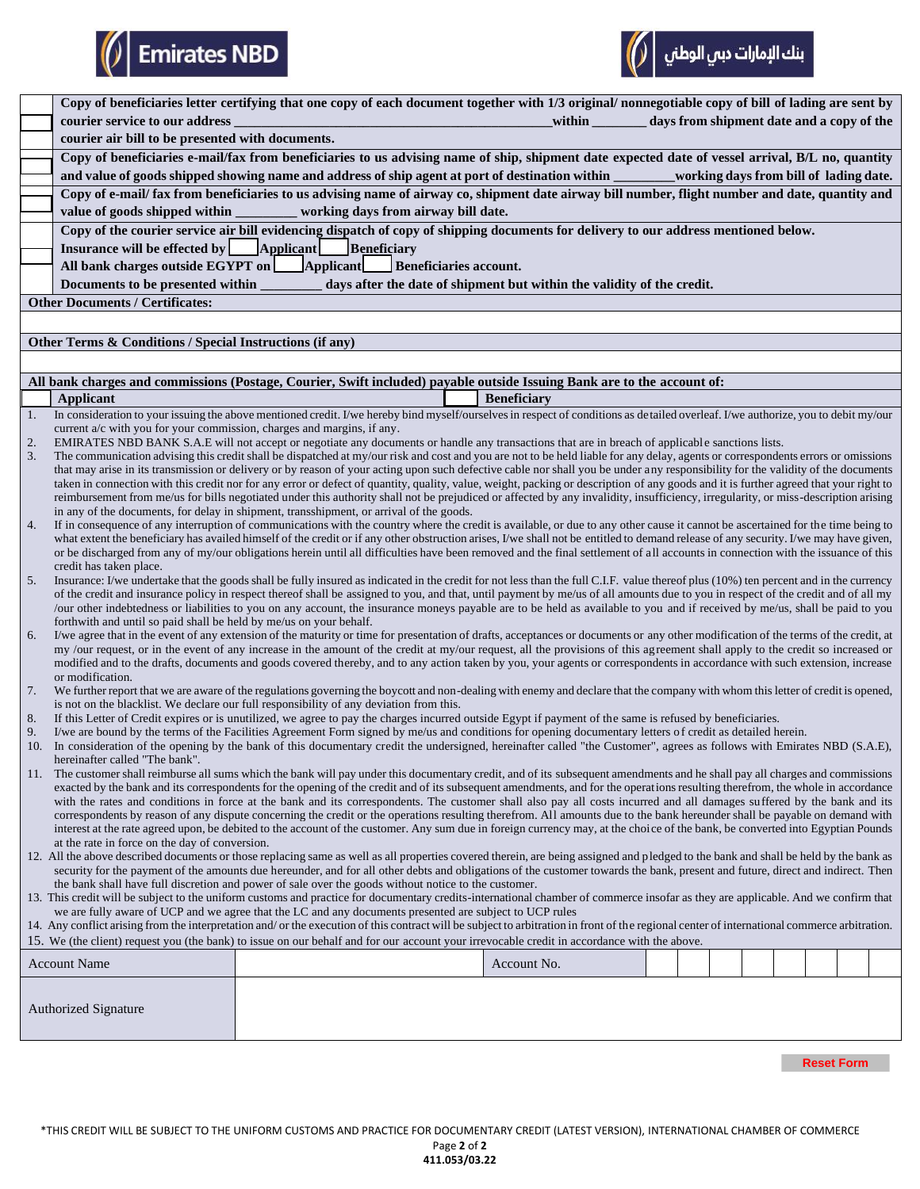Emirates NBD

بنك الإمارات دبي الوطني

| | |
|---|---|
| ☐ | **Copy of beneficiaries letter certifying that one copy of each document together with 1/3 original/ nonnegotiable copy of bill of lading are sent by courier service to our address _______________________________________within ________ days from shipment date and a copy of the courier air bill to be presented with documents.** |
| ☐ | **Copy of beneficiaries e-mail/fax from beneficiaries to us advising name of ship, shipment date expected date of vessel arrival, B/L no, quantity and value of goods shipped showing name and address of ship agent at port of destination within _________working days from bill of lading date.** |
| ☐ | **Copy of e-mail/ fax from beneficiaries to us advising name of airway co, shipment date airway bill number, flight number and date, quantity and value of goods shipped within _________ working days from airway bill date.** |
| ☐ | **Copy of the courier service air bill evidencing dispatch of copy of shipping documents for delivery to our address mentioned below.** |
| | **Insurance will be effected by ☐ Applicant ☐ Beneficiary** |
| | **All bank charges outside EGYPT on ☐ Applicant ☐ Beneficiaries account.** |
| | **Documents to be presented within _________ days after the date of shipment but within the validity of the credit.** |

**Other Documents / Certificates:**

**Other Terms & Conditions / Special Instructions (if any)**

**All bank charges and commissions (Postage, Courier, Swift included) payable outside Issuing Bank are to the account of:**

☐ **Applicant** ☐ **Beneficiary**

1. In consideration to your issuing the above mentioned credit. I/we hereby bind myself/ourselves in respect of conditions as detailed overleaf. I/we authorize, you to debit my/our current a/c with you for your commission, charges and margins, if any.
2. EMIRATES NBD BANK S.A.E will not accept or negotiate any documents or handle any transactions that are in breach of applicable sanctions lists.
3. The communication advising this credit shall be dispatched at my/our risk and cost and you are not to be held liable for any delay, agents or correspondents errors or omissions that may arise in its transmission or delivery or by reason of your acting upon such defective cable nor shall you be under any responsibility for the validity of the documents taken in connection with this credit nor for any error or defect of quantity, quality, value, weight, packing or description of any goods and it is further agreed that your right to reimbursement from me/us for bills negotiated under this authority shall not be prejudiced or affected by any invalidity, insufficiency, irregularity, or miss-description arising in any of the documents, for delay in shipment, transshipment, or arrival of the goods.
4. If in consequence of any interruption of communications with the country where the credit is available, or due to any other cause it cannot be ascertained for the time being to what extent the beneficiary has availed himself of the credit or if any other obstruction arises, I/we shall not be entitled to demand release of any security. I/we may have given, or be discharged from any of my/our obligations herein until all difficulties have been removed and the final settlement of all accounts in connection with the issuance of this credit has taken place.
5. Insurance: I/we undertake that the goods shall be fully insured as indicated in the credit for not less than the full C.I.F. value thereof plus (10%) ten percent and in the currency of the credit and insurance policy in respect thereof shall be assigned to you, and that, until payment by me/us of all amounts due to you in respect of the credit and of all my /our other indebtedness or liabilities to you on any account, the insurance moneys payable are to be held as available to you and if received by me/us, shall be paid to you forthwith and until so paid shall be held by me/us on your behalf.
6. I/we agree that in the event of any extension of the maturity or time for presentation of drafts, acceptances or documents or any other modification of the terms of the credit, at my /our request, or in the event of any increase in the amount of the credit at my/our request, all the provisions of this agreement shall apply to the credit so increased or modified and to the drafts, documents and goods covered thereby, and to any action taken by you, your agents or correspondents in accordance with such extension, increase or modification.
7. We further report that we are aware of the regulations governing the boycott and non-dealing with enemy and declare that the company with whom this letter of credit is opened, is not on the blacklist. We declare our full responsibility of any deviation from this.
8. If this Letter of Credit expires or is unutilized, we agree to pay the charges incurred outside Egypt if payment of the same is refused by beneficiaries.
9. I/we are bound by the terms of the Facilities Agreement Form signed by me/us and conditions for opening documentary letters of credit as detailed herein.
10. In consideration of the opening by the bank of this documentary credit the undersigned, hereinafter called "the Customer", agrees as follows with Emirates NBD (S.A.E), hereinafter called "The bank".
11. The customer shall reimburse all sums which the bank will pay under this documentary credit, and of its subsequent amendments and he shall pay all charges and commissions exacted by the bank and its correspondents for the opening of the credit and of its subsequent amendments, and for the operations resulting therefrom, the whole in accordance with the rates and conditions in force at the bank and its correspondents. The customer shall also pay all costs incurred and all damages suffered by the bank and its correspondents by reason of any dispute concerning the credit or the operations resulting therefrom. All amounts due to the bank hereunder shall be payable on demand with interest at the rate agreed upon, be debited to the account of the customer. Any sum due in foreign currency may, at the choice of the bank, be converted into Egyptian Pounds at the rate in force on the day of conversion.
12. All the above described documents or those replacing same as well as all properties covered therein, are being assigned and pledged to the bank and shall be held by the bank as security for the payment of the amounts due hereunder, and for all other debts and obligations of the customer towards the bank, present and future, direct and indirect. Then the bank shall have full discretion and power of sale over the goods without notice to the customer.
13. This credit will be subject to the uniform customs and practice for documentary credits-international chamber of commerce insofar as they are applicable. And we confirm that we are fully aware of UCP and we agree that the LC and any documents presented are subject to UCP rules
14. Any conflict arising from the interpretation and/ or the execution of this contract will be subject to arbitration in front of the regional center of international commerce arbitration.
15. We (the client) request you (the bank) to issue on our behalf and for our account your irrevocable credit in accordance with the above.

| | | | |
|---|---|---|---|
| Account Name | | Account No. | |
| Authorized Signature | | | |

Reset Form

*THIS CREDIT WILL BE SUBJECT TO THE UNIFORM CUSTOMS AND PRACTICE FOR DOCUMENTARY CREDIT (LATEST VERSION), INTERNATIONAL CHAMBER OF COMMERCE

**411.053/03.22**